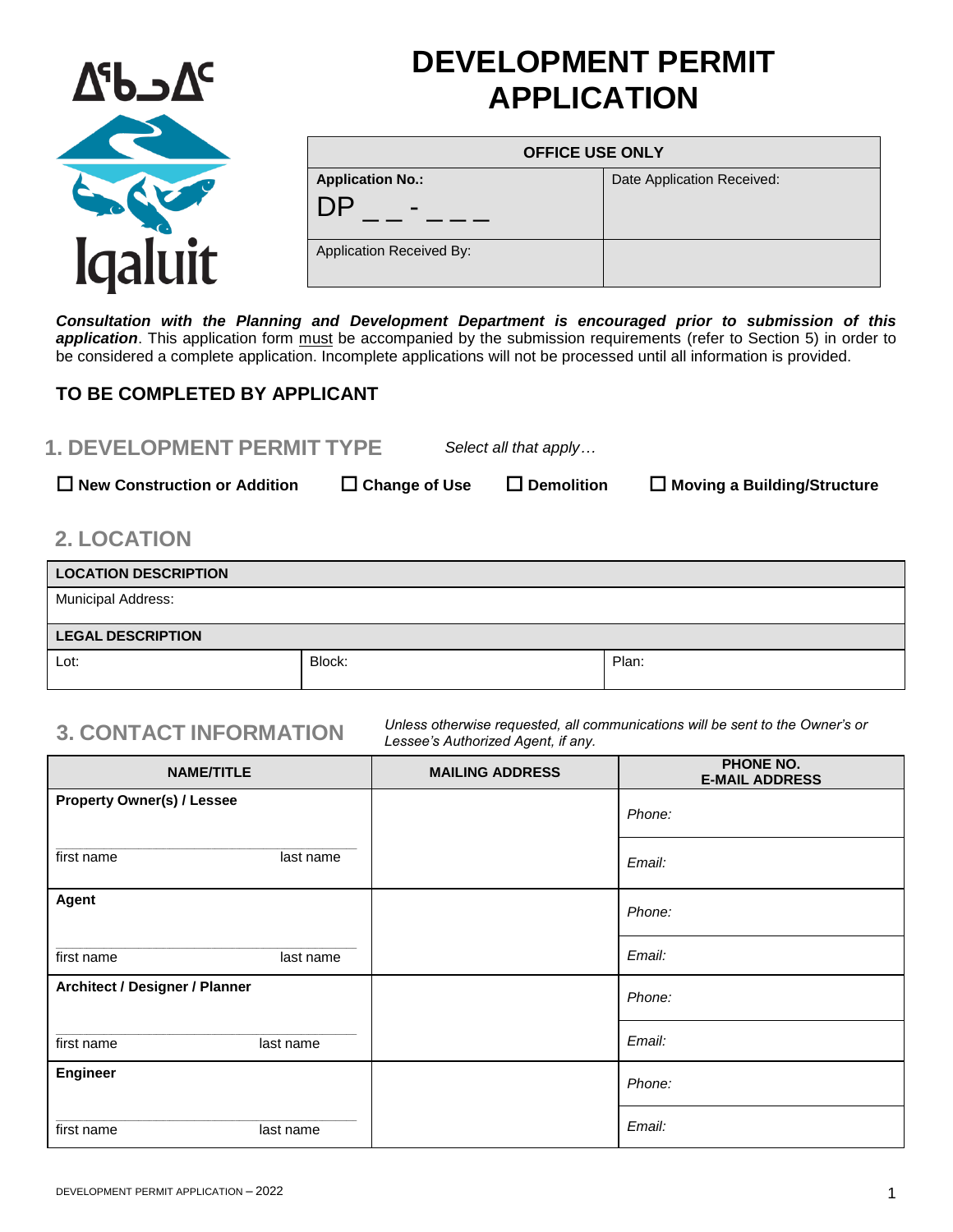ᐃᖃᓗᐃᑦ

Iqaluit

# DEVELOPMENT PERMIT APPLICATION

| OFFICE USE ONLY | |
|---|---|
| **Application No.:** DP _ _ - _ _ _ | Date Application Received: |
| Application Received By: | |

***Consultation with the Planning and Development Department is encouraged prior to submission of this application***. This application form must be accompanied by the submission requirements (refer to Section 5) in order to be considered a complete application. Incomplete applications will not be processed until all information is provided.

## TO BE COMPLETED BY APPLICANT

## 1. DEVELOPMENT PERMIT TYPE

*Select all that apply…*

☐ **New Construction or Addition** ☐ **Change of Use** ☐ **Demolition** ☐ **Moving a Building/Structure**

## 2. LOCATION

| LOCATION DESCRIPTION | | |
|---|---|---|
| Municipal Address: | | |
| **LEGAL DESCRIPTION** | | |
| Lot: | Block: | Plan: |

## 3. CONTACT INFORMATION

*Unless otherwise requested, all communications will be sent to the Owner's or Lessee's Authorized Agent, if any.*

| NAME/TITLE | MAILING ADDRESS | PHONE NO. E-MAIL ADDRESS |
|---|---|---|
| **Property Owner(s) / Lessee** | | *Phone:* |
| first name last name | | *Email:* |
| **Agent** | | *Phone:* |
| first name last name | | *Email:* |
| **Architect / Designer / Planner** | | *Phone:* |
| first name last name | | *Email:* |
| **Engineer** | | *Phone:* |
| first name last name | | *Email:* |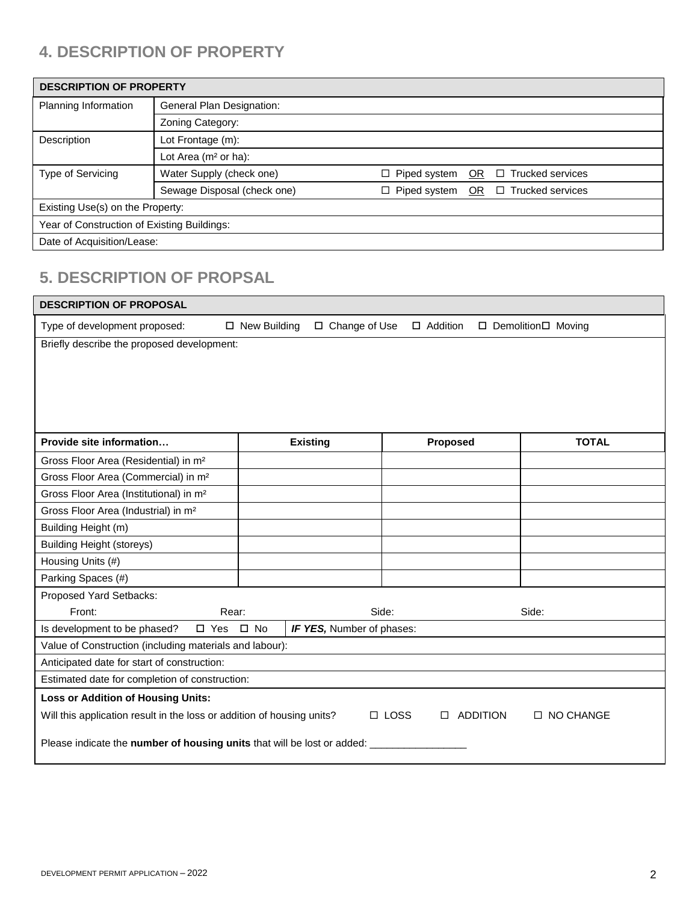## 4. DESCRIPTION OF PROPERTY

| DESCRIPTION OF PROPERTY | | |
|---|---|---|
| Planning Information | General Plan Designation: | |
| | Zoning Category: | |
| Description | Lot Frontage (m): | |
| | Lot Area ($m^2$ or ha): | |
| Type of Servicing | Water Supply (check one) | ☐ Piped system OR ☐ Trucked services |
| | Sewage Disposal (check one) | ☐ Piped system OR ☐ Trucked services |
| Existing Use(s) on the Property: | | |
| Year of Construction of Existing Buildings: | | |
| Date of Acquisition/Lease: | | |

## 5. DESCRIPTION OF PROPSAL

**DESCRIPTION OF PROPOSAL**

Type of development proposed: ☐ New Building ☐ Change of Use ☐ Addition ☐ Demolition☐ Moving

Briefly describe the proposed development:

| Provide site information… | Existing | Proposed | TOTAL |
|---|---|---|---|
| Gross Floor Area (Residential) in $m^2$ | | | |
| Gross Floor Area (Commercial) in $m^2$ | | | |
| Gross Floor Area (Institutional) in $m^2$ | | | |
| Gross Floor Area (Industrial) in $m^2$ | | | |
| Building Height (m) | | | |
| Building Height (storeys) | | | |
| Housing Units (#) | | | |
| Parking Spaces (#) | | | |

Proposed Yard Setbacks:

Front: Rear: Side: Side:

Is development to be phased? ☐ Yes ☐ No | ***IF YES,*** Number of phases:

Value of Construction (including materials and labour):

Anticipated date for start of construction:

Estimated date for completion of construction:

**Loss or Addition of Housing Units:**

Will this application result in the loss or addition of housing units? ☐ LOSS ☐ ADDITION ☐ NO CHANGE

Please indicate the **number of housing units** that will be lost or added: _________________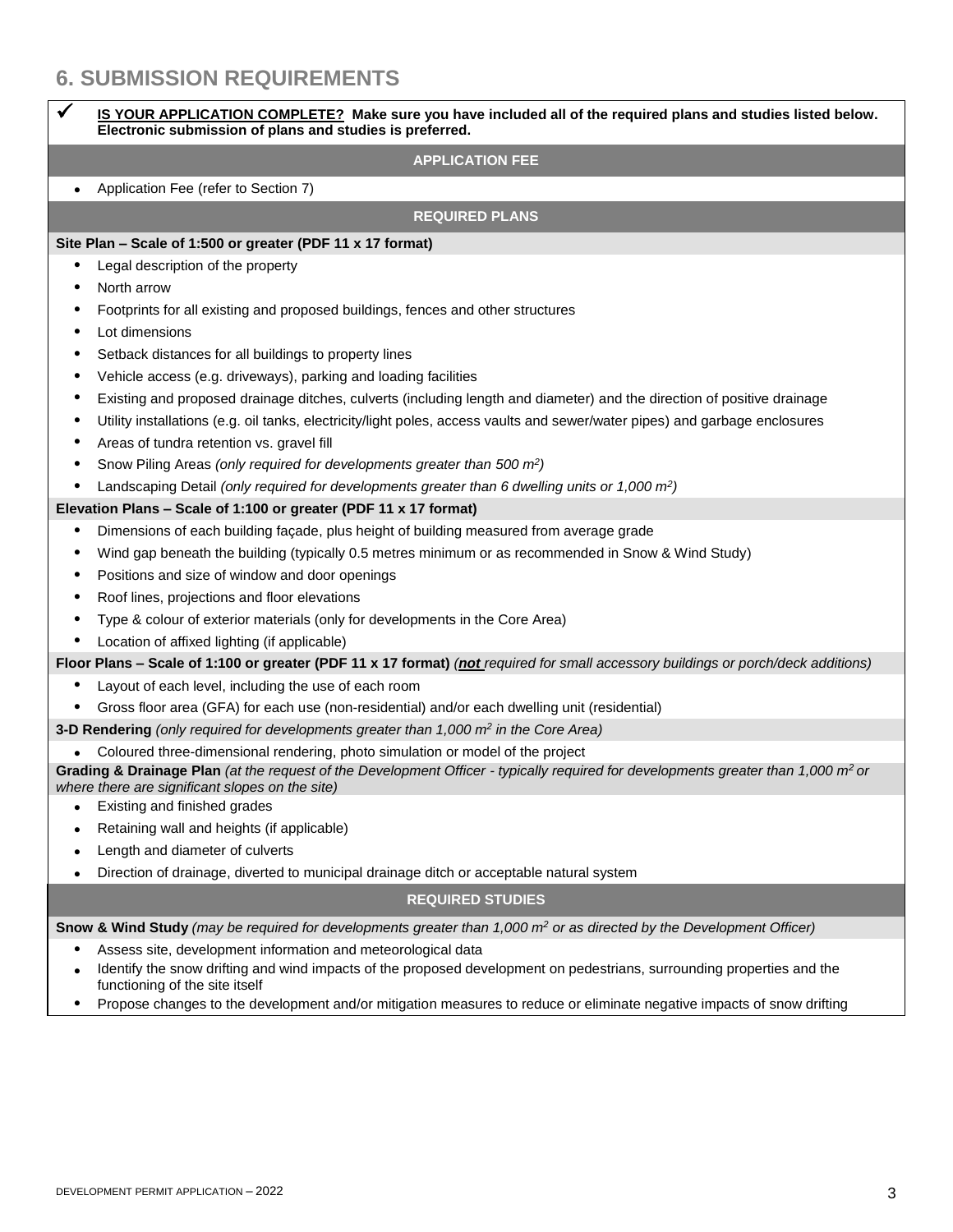## 6. SUBMISSION REQUIREMENTS

✓ **IS YOUR APPLICATION COMPLETE? Make sure you have included all of the required plans and studies listed below. Electronic submission of plans and studies is preferred.**

### APPLICATION FEE

- Application Fee (refer to Section 7)

### REQUIRED PLANS

**Site Plan – Scale of 1:500 or greater (PDF 11 x 17 format)**

- Legal description of the property
- North arrow
- Footprints for all existing and proposed buildings, fences and other structures
- Lot dimensions
- Setback distances for all buildings to property lines
- Vehicle access (e.g. driveways), parking and loading facilities
- Existing and proposed drainage ditches, culverts (including length and diameter) and the direction of positive drainage
- Utility installations (e.g. oil tanks, electricity/light poles, access vaults and sewer/water pipes) and garbage enclosures
- Areas of tundra retention vs. gravel fill
- Snow Piling Areas *(only required for developments greater than 500 m$^2$)*
- Landscaping Detail *(only required for developments greater than 6 dwelling units or 1,000 m$^2$)*

**Elevation Plans – Scale of 1:100 or greater (PDF 11 x 17 format)**

- Dimensions of each building façade, plus height of building measured from average grade
- Wind gap beneath the building (typically 0.5 metres minimum or as recommended in Snow & Wind Study)
- Positions and size of window and door openings
- Roof lines, projections and floor elevations
- Type & colour of exterior materials (only for developments in the Core Area)
- Location of affixed lighting (if applicable)

**Floor Plans – Scale of 1:100 or greater (PDF 11 x 17 format)** *(**not** required for small accessory buildings or porch/deck additions)*

- Layout of each level, including the use of each room
- Gross floor area (GFA) for each use (non-residential) and/or each dwelling unit (residential)

**3-D Rendering** *(only required for developments greater than 1,000 m$^2$ in the Core Area)*

- Coloured three-dimensional rendering, photo simulation or model of the project

**Grading & Drainage Plan** *(at the request of the Development Officer - typically required for developments greater than 1,000 m$^2$ or where there are significant slopes on the site)*

- Existing and finished grades
- Retaining wall and heights (if applicable)
- Length and diameter of culverts
- Direction of drainage, diverted to municipal drainage ditch or acceptable natural system

### REQUIRED STUDIES

**Snow & Wind Study** *(may be required for developments greater than 1,000 m$^2$ or as directed by the Development Officer)*

- Assess site, development information and meteorological data
- Identify the snow drifting and wind impacts of the proposed development on pedestrians, surrounding properties and the functioning of the site itself
- Propose changes to the development and/or mitigation measures to reduce or eliminate negative impacts of snow drifting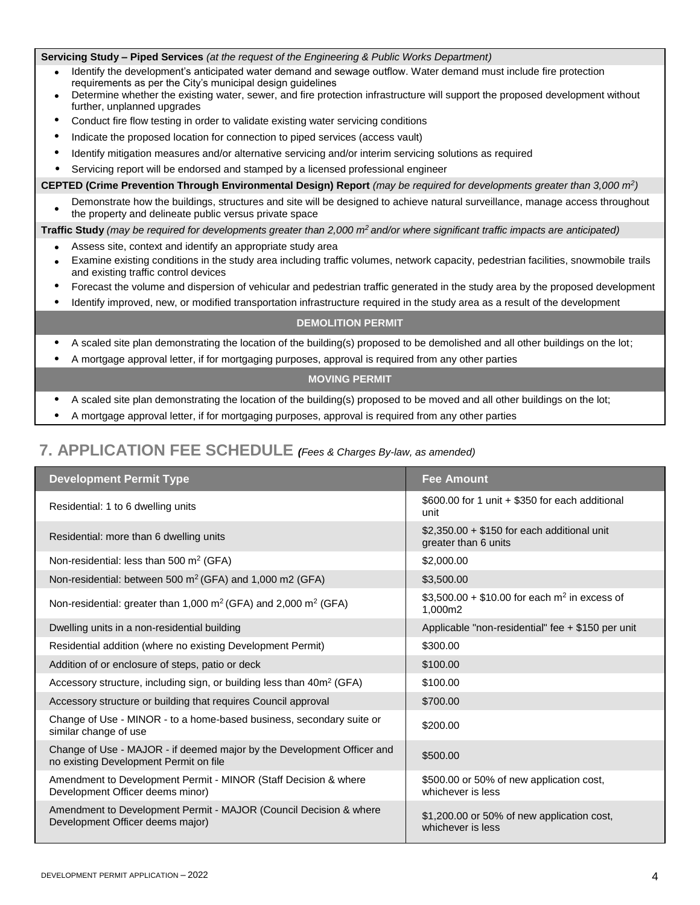**Servicing Study – Piped Services** *(at the request of the Engineering & Public Works Department)*

- Identify the development's anticipated water demand and sewage outflow. Water demand must include fire protection requirements as per the City's municipal design guidelines
- Determine whether the existing water, sewer, and fire protection infrastructure will support the proposed development without further, unplanned upgrades
- Conduct fire flow testing in order to validate existing water servicing conditions
- Indicate the proposed location for connection to piped services (access vault)
- Identify mitigation measures and/or alternative servicing and/or interim servicing solutions as required
- Servicing report will be endorsed and stamped by a licensed professional engineer

**CEPTED (Crime Prevention Through Environmental Design) Report** *(may be required for developments greater than 3,000 m$^2$)*

- Demonstrate how the buildings, structures and site will be designed to achieve natural surveillance, manage access throughout the property and delineate public versus private space

**Traffic Study** *(may be required for developments greater than 2,000 m$^2$ and/or where significant traffic impacts are anticipated)*

- Assess site, context and identify an appropriate study area
- Examine existing conditions in the study area including traffic volumes, network capacity, pedestrian facilities, snowmobile trails and existing traffic control devices
- Forecast the volume and dispersion of vehicular and pedestrian traffic generated in the study area by the proposed development
- Identify improved, new, or modified transportation infrastructure required in the study area as a result of the development

**DEMOLITION PERMIT**

- A scaled site plan demonstrating the location of the building(s) proposed to be demolished and all other buildings on the lot;
- A mortgage approval letter, if for mortgaging purposes, approval is required from any other parties

**MOVING PERMIT**

- A scaled site plan demonstrating the location of the building(s) proposed to be moved and all other buildings on the lot;
- A mortgage approval letter, if for mortgaging purposes, approval is required from any other parties

## 7. APPLICATION FEE SCHEDULE *(Fees & Charges By-law, as amended)*

| Development Permit Type | Fee Amount |
|---|---|
| Residential: 1 to 6 dwelling units | $600.00 for 1 unit + $350 for each additional unit |
| Residential: more than 6 dwelling units | $2,350.00 + $150 for each additional unit greater than 6 units |
| Non-residential: less than 500 m$^2$ (GFA) | $2,000.00 |
| Non-residential: between 500 m$^2$ (GFA) and 1,000 m2 (GFA) | $3,500.00 |
| Non-residential: greater than 1,000 m$^2$ (GFA) and 2,000 m$^2$ (GFA) | $3,500.00 + $10.00 for each m$^2$ in excess of 1,000m2 |
| Dwelling units in a non-residential building | Applicable "non-residential" fee + $150 per unit |
| Residential addition (where no existing Development Permit) | $300.00 |
| Addition of or enclosure of steps, patio or deck | $100.00 |
| Accessory structure, including sign, or building less than 40m$^2$ (GFA) | $100.00 |
| Accessory structure or building that requires Council approval | $700.00 |
| Change of Use - MINOR - to a home-based business, secondary suite or similar change of use | $200.00 |
| Change of Use - MAJOR - if deemed major by the Development Officer and no existing Development Permit on file | $500.00 |
| Amendment to Development Permit - MINOR (Staff Decision & where Development Officer deems minor) | $500.00 or 50% of new application cost, whichever is less |
| Amendment to Development Permit - MAJOR (Council Decision & where Development Officer deems major) | $1,200.00 or 50% of new application cost, whichever is less |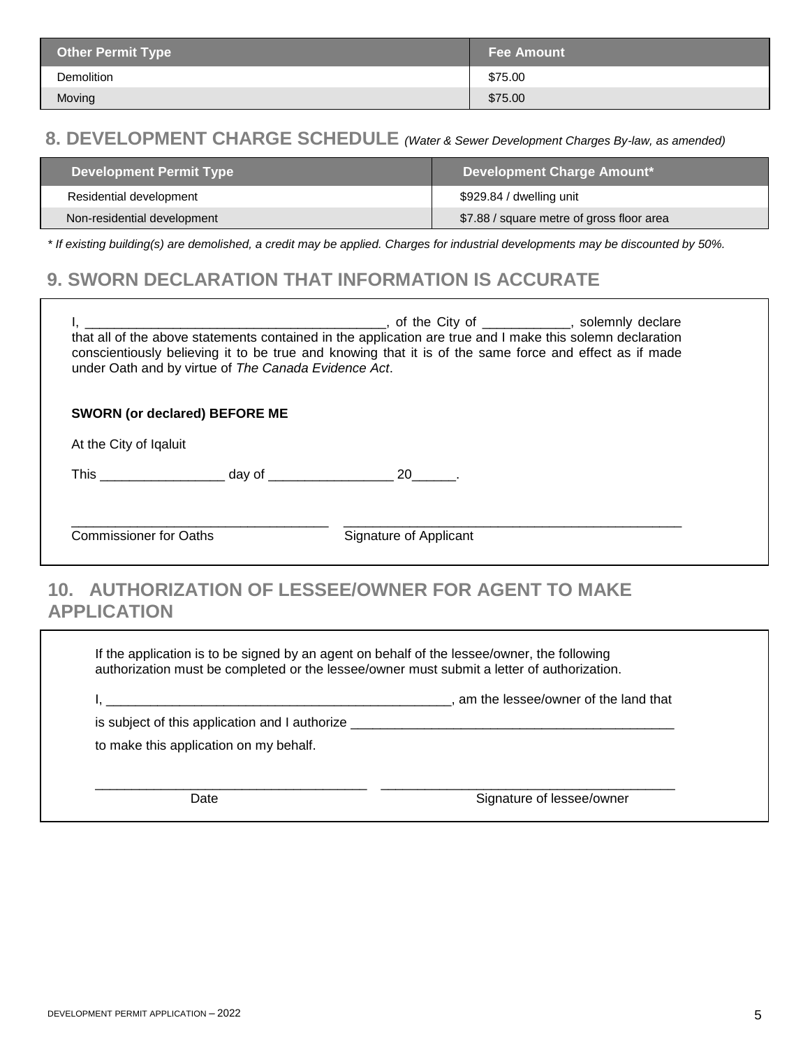| Other Permit Type | Fee Amount |
| --- | --- |
| Demolition | $75.00 |
| Moving | $75.00 |

## 8. DEVELOPMENT CHARGE SCHEDULE *(Water & Sewer Development Charges By-law, as amended)*

| Development Permit Type | Development Charge Amount* |
| --- | --- |
| Residential development | $929.84 / dwelling unit |
| Non-residential development | $7.88 / square metre of gross floor area |

*\* If existing building(s) are demolished, a credit may be applied. Charges for industrial developments may be discounted by 50%.*

## 9. SWORN DECLARATION THAT INFORMATION IS ACCURATE

I, __________________________________________, of the City of ____________, solemnly declare that all of the above statements contained in the application are true and I make this solemn declaration conscientiously believing it to be true and knowing that it is of the same force and effect as if made under Oath and by virtue of *The Canada Evidence Act*.

**SWORN (or declared) BEFORE ME**

At the City of Iqaluit

This _________________ day of _________________ 20______.

___________________________________ ______________________________________________

Commissioner for Oaths Signature of Applicant

## 10. AUTHORIZATION OF LESSEE/OWNER FOR AGENT TO MAKE APPLICATION

If the application is to be signed by an agent on behalf of the lessee/owner, the following authorization must be completed or the lessee/owner must submit a letter of authorization.

I, ________________________________________________, am the lessee/owner of the land that

is subject of this application and I authorize ____________________________________________

to make this application on my behalf.

_____________________________________ ________________________________________

Date Signature of lessee/owner